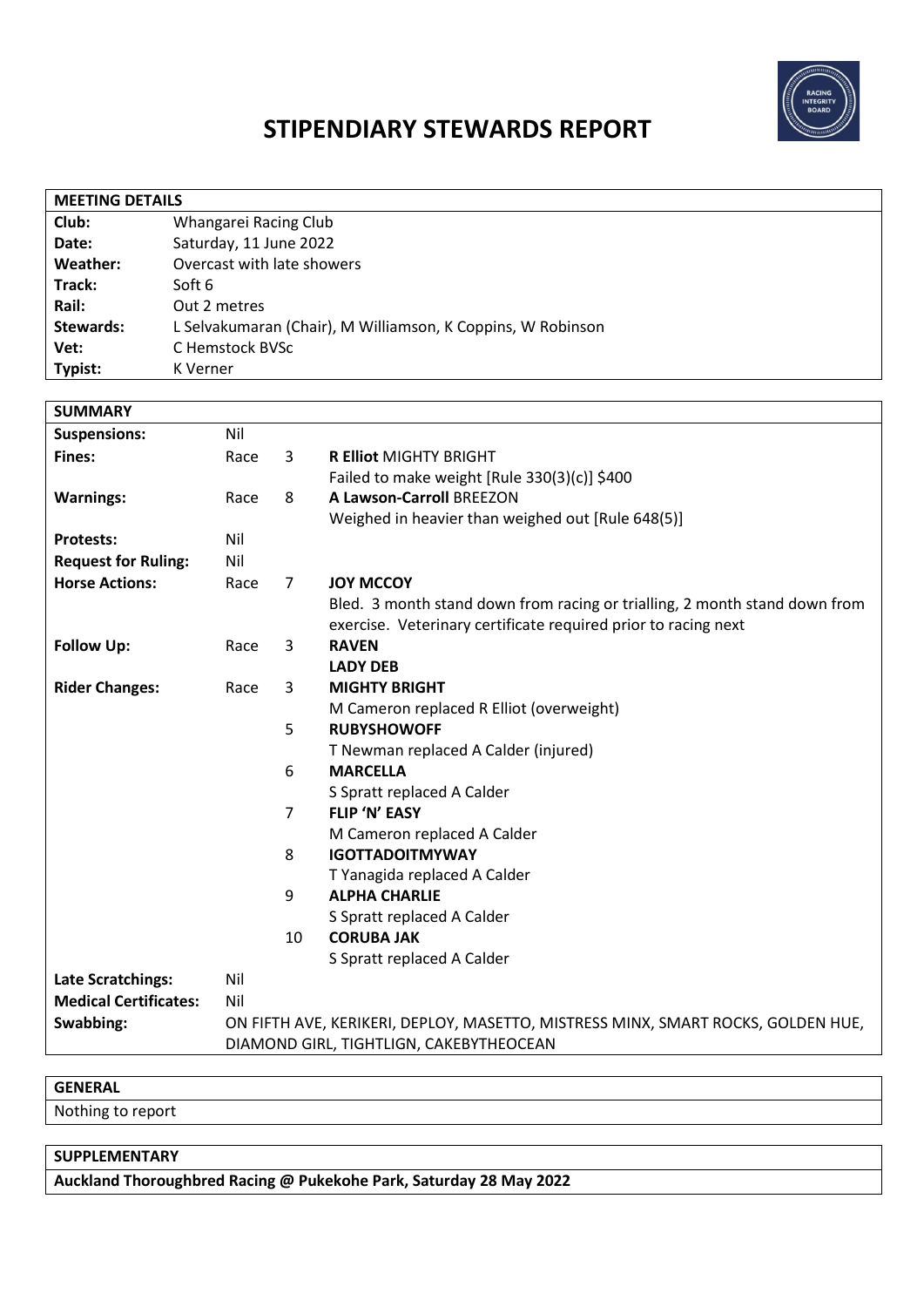# STIPENDIARY STEWARDS REPORT

| MEETING DETAILS | |
|---|---|
| **Club:** | Whangarei Racing Club |
| **Date:** | Saturday, 11 June 2022 |
| **Weather:** | Overcast with late showers |
| **Track:** | Soft 6 |
| **Rail:** | Out 2 metres |
| **Stewards:** | L Selvakumaran (Chair), M Williamson, K Coppins, W Robinson |
| **Vet:** | C Hemstock BVSc |
| **Typist:** | K Verner |

| SUMMARY | | | |
|---|---|---|---|
| **Suspensions:** | Nil | | |
| **Fines:** | Race | 3 | **R Elliot** MIGHTY BRIGHT<br>Failed to make weight [Rule 330(3)(c)] $400 |
| **Warnings:** | Race | 8 | **A Lawson-Carroll** BREEZON<br>Weighed in heavier than weighed out [Rule 648(5)] |
| **Protests:** | Nil | | |
| **Request for Ruling:** | Nil | | |
| **Horse Actions:** | Race | 7 | **JOY MCCOY**<br>Bled. 3 month stand down from racing or trialling, 2 month stand down from exercise. Veterinary certificate required prior to racing next |
| **Follow Up:** | Race | 3 | **RAVEN**<br>**LADY DEB** |
| **Rider Changes:** | Race | 3 | **MIGHTY BRIGHT**<br>M Cameron replaced R Elliot (overweight) |
| | | 5 | **RUBYSHOWOFF**<br>T Newman replaced A Calder (injured) |
| | | 6 | **MARCELLA**<br>S Spratt replaced A Calder |
| | | 7 | **FLIP 'N' EASY**<br>M Cameron replaced A Calder |
| | | 8 | **IGOTTADOITMYWAY**<br>T Yanagida replaced A Calder |
| | | 9 | **ALPHA CHARLIE**<br>S Spratt replaced A Calder |
| | | 10 | **CORUBA JAK**<br>S Spratt replaced A Calder |
| **Late Scratchings:** | Nil | | |
| **Medical Certificates:** | Nil | | |
| **Swabbing:** | ON FIFTH AVE, KERIKERI, DEPLOY, MASETTO, MISTRESS MINX, SMART ROCKS, GOLDEN HUE, DIAMOND GIRL, TIGHTLIGN, CAKEBYTHEOCEAN | | |

## GENERAL

Nothing to report

## SUPPLEMENTARY

**Auckland Thoroughbred Racing @ Pukekohe Park, Saturday 28 May 2022**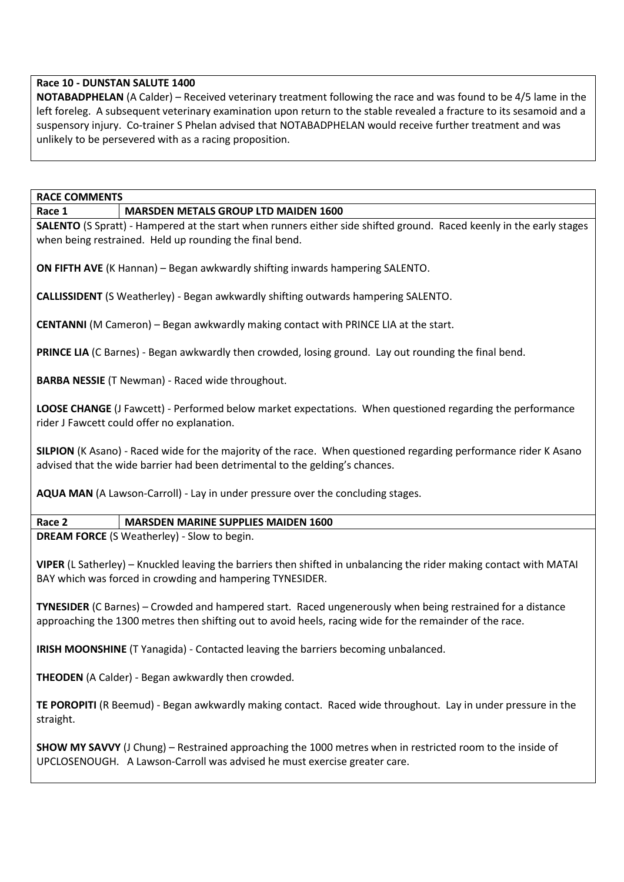**Race 10 - DUNSTAN SALUTE 1400**

**NOTABADPHELAN** (A Calder) – Received veterinary treatment following the race and was found to be 4/5 lame in the left foreleg. A subsequent veterinary examination upon return to the stable revealed a fracture to its sesamoid and a suspensory injury. Co-trainer S Phelan advised that NOTABADPHELAN would receive further treatment and was unlikely to be persevered with as a racing proposition.

## RACE COMMENTS

| Race 1 | MARSDEN METALS GROUP LTD MAIDEN 1600 |
| --- | --- |

**SALENTO** (S Spratt) - Hampered at the start when runners either side shifted ground. Raced keenly in the early stages when being restrained. Held up rounding the final bend.

**ON FIFTH AVE** (K Hannan) – Began awkwardly shifting inwards hampering SALENTO.

**CALLISSIDENT** (S Weatherley) - Began awkwardly shifting outwards hampering SALENTO.

**CENTANNI** (M Cameron) – Began awkwardly making contact with PRINCE LIA at the start.

**PRINCE LIA** (C Barnes) - Began awkwardly then crowded, losing ground. Lay out rounding the final bend.

**BARBA NESSIE** (T Newman) - Raced wide throughout.

**LOOSE CHANGE** (J Fawcett) - Performed below market expectations. When questioned regarding the performance rider J Fawcett could offer no explanation.

**SILPION** (K Asano) - Raced wide for the majority of the race. When questioned regarding performance rider K Asano advised that the wide barrier had been detrimental to the gelding's chances.

**AQUA MAN** (A Lawson-Carroll) - Lay in under pressure over the concluding stages.

| Race 2 | MARSDEN MARINE SUPPLIES MAIDEN 1600 |
| --- | --- |

**DREAM FORCE** (S Weatherley) - Slow to begin.

**VIPER** (L Satherley) – Knuckled leaving the barriers then shifted in unbalancing the rider making contact with MATAI BAY which was forced in crowding and hampering TYNESIDER.

**TYNESIDER** (C Barnes) – Crowded and hampered start. Raced ungenerously when being restrained for a distance approaching the 1300 metres then shifting out to avoid heels, racing wide for the remainder of the race.

**IRISH MOONSHINE** (T Yanagida) - Contacted leaving the barriers becoming unbalanced.

**THEODEN** (A Calder) - Began awkwardly then crowded.

**TE POROPITI** (R Beemud) - Began awkwardly making contact. Raced wide throughout. Lay in under pressure in the straight.

**SHOW MY SAVVY** (J Chung) – Restrained approaching the 1000 metres when in restricted room to the inside of UPCLOSENOUGH. A Lawson-Carroll was advised he must exercise greater care.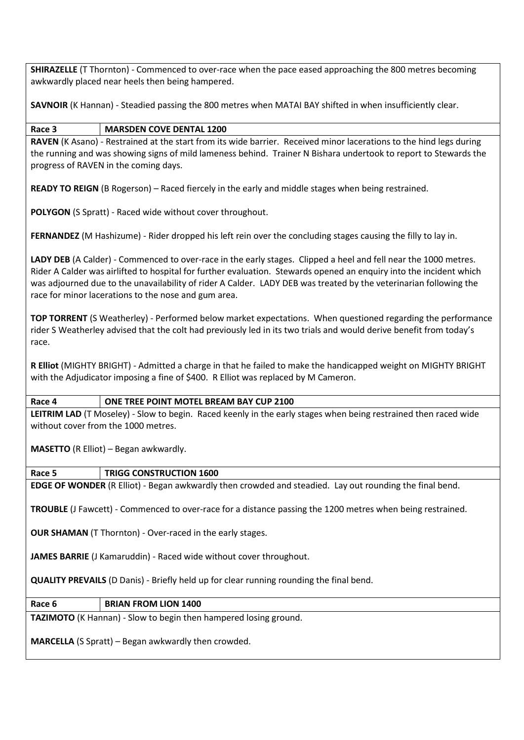**SHIRAZELLE** (T Thornton) - Commenced to over-race when the pace eased approaching the 800 metres becoming awkwardly placed near heels then being hampered.

**SAVNOIR** (K Hannan) - Steadied passing the 800 metres when MATAI BAY shifted in when insufficiently clear.

| **Race 3** | **MARSDEN COVE DENTAL 1200** |
|---|---|

**RAVEN** (K Asano) - Restrained at the start from its wide barrier. Received minor lacerations to the hind legs during the running and was showing signs of mild lameness behind. Trainer N Bishara undertook to report to Stewards the progress of RAVEN in the coming days.

**READY TO REIGN** (B Rogerson) – Raced fiercely in the early and middle stages when being restrained.

**POLYGON** (S Spratt) - Raced wide without cover throughout.

**FERNANDEZ** (M Hashizume) - Rider dropped his left rein over the concluding stages causing the filly to lay in.

**LADY DEB** (A Calder) - Commenced to over-race in the early stages. Clipped a heel and fell near the 1000 metres. Rider A Calder was airlifted to hospital for further evaluation. Stewards opened an enquiry into the incident which was adjourned due to the unavailability of rider A Calder. LADY DEB was treated by the veterinarian following the race for minor lacerations to the nose and gum area.

**TOP TORRENT** (S Weatherley) - Performed below market expectations. When questioned regarding the performance rider S Weatherley advised that the colt had previously led in its two trials and would derive benefit from today's race.

**R Elliot** (MIGHTY BRIGHT) - Admitted a charge in that he failed to make the handicapped weight on MIGHTY BRIGHT with the Adjudicator imposing a fine of $400. R Elliot was replaced by M Cameron.

| **Race 4** | **ONE TREE POINT MOTEL BREAM BAY CUP 2100** |
|---|---|

**LEITRIM LAD** (T Moseley) - Slow to begin. Raced keenly in the early stages when being restrained then raced wide without cover from the 1000 metres.

**MASETTO** (R Elliot) – Began awkwardly.

| **Race 5** | **TRIGG CONSTRUCTION 1600** |
|---|---|

**EDGE OF WONDER** (R Elliot) - Began awkwardly then crowded and steadied. Lay out rounding the final bend.

**TROUBLE** (J Fawcett) - Commenced to over-race for a distance passing the 1200 metres when being restrained.

**OUR SHAMAN** (T Thornton) - Over-raced in the early stages.

**JAMES BARRIE** (J Kamaruddin) - Raced wide without cover throughout.

**QUALITY PREVAILS** (D Danis) - Briefly held up for clear running rounding the final bend.

| **Race 6** | **BRIAN FROM LION 1400** |
|---|---|

**TAZIMOTO** (K Hannan) - Slow to begin then hampered losing ground.

**MARCELLA** (S Spratt) – Began awkwardly then crowded.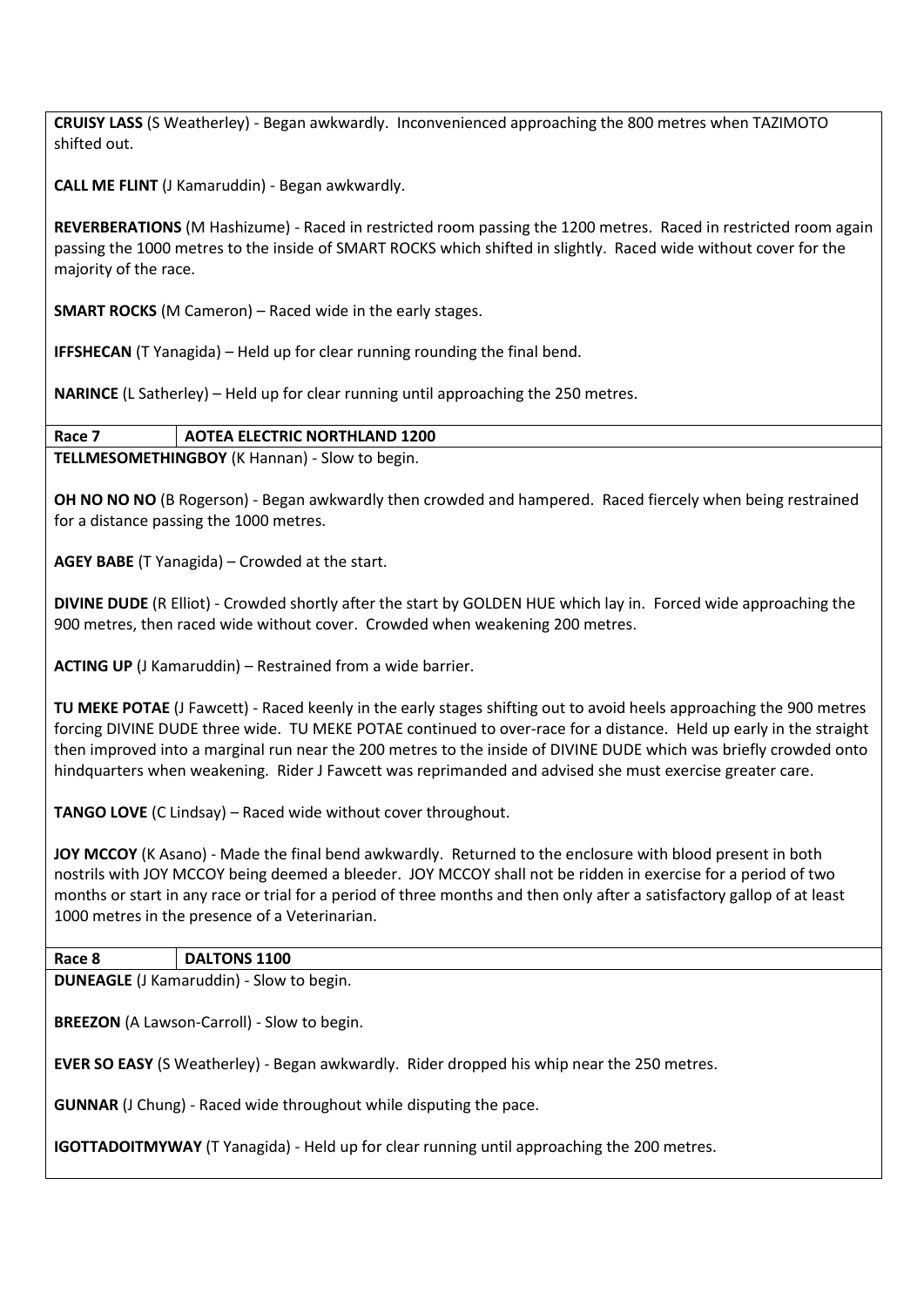**CRUISY LASS** (S Weatherley) - Began awkwardly. Inconvenienced approaching the 800 metres when TAZIMOTO shifted out.

**CALL ME FLINT** (J Kamaruddin) - Began awkwardly.

**REVERBERATIONS** (M Hashizume) - Raced in restricted room passing the 1200 metres. Raced in restricted room again passing the 1000 metres to the inside of SMART ROCKS which shifted in slightly. Raced wide without cover for the majority of the race.

**SMART ROCKS** (M Cameron) – Raced wide in the early stages.

**IFFSHECAN** (T Yanagida) – Held up for clear running rounding the final bend.

**NARINCE** (L Satherley) – Held up for clear running until approaching the 250 metres.

| **Race 7** | **AOTEA ELECTRIC NORTHLAND 1200** |
|---|---|

**TELLMESOMETHINGBOY** (K Hannan) - Slow to begin.

**OH NO NO NO** (B Rogerson) - Began awkwardly then crowded and hampered. Raced fiercely when being restrained for a distance passing the 1000 metres.

**AGEY BABE** (T Yanagida) – Crowded at the start.

**DIVINE DUDE** (R Elliot) - Crowded shortly after the start by GOLDEN HUE which lay in. Forced wide approaching the 900 metres, then raced wide without cover. Crowded when weakening 200 metres.

**ACTING UP** (J Kamaruddin) – Restrained from a wide barrier.

**TU MEKE POTAE** (J Fawcett) - Raced keenly in the early stages shifting out to avoid heels approaching the 900 metres forcing DIVINE DUDE three wide. TU MEKE POTAE continued to over-race for a distance. Held up early in the straight then improved into a marginal run near the 200 metres to the inside of DIVINE DUDE which was briefly crowded onto hindquarters when weakening. Rider J Fawcett was reprimanded and advised she must exercise greater care.

**TANGO LOVE** (C Lindsay) – Raced wide without cover throughout.

**JOY MCCOY** (K Asano) - Made the final bend awkwardly. Returned to the enclosure with blood present in both nostrils with JOY MCCOY being deemed a bleeder. JOY MCCOY shall not be ridden in exercise for a period of two months or start in any race or trial for a period of three months and then only after a satisfactory gallop of at least 1000 metres in the presence of a Veterinarian.

| **Race 8** | **DALTONS 1100** |
|---|---|

**DUNEAGLE** (J Kamaruddin) - Slow to begin.

**BREEZON** (A Lawson-Carroll) - Slow to begin.

**EVER SO EASY** (S Weatherley) - Began awkwardly. Rider dropped his whip near the 250 metres.

**GUNNAR** (J Chung) - Raced wide throughout while disputing the pace.

**IGOTTADOITMYWAY** (T Yanagida) - Held up for clear running until approaching the 200 metres.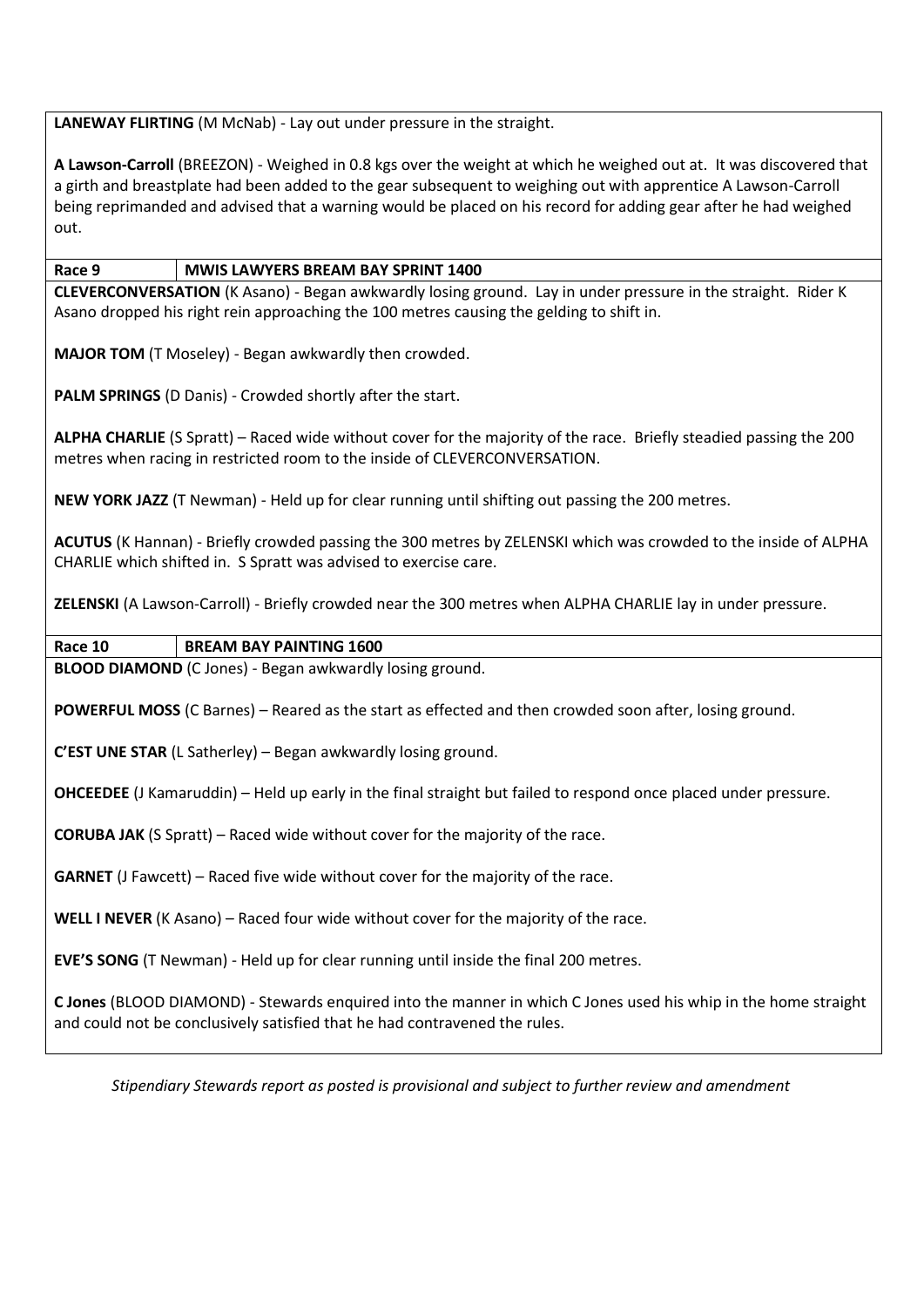**LANEWAY FLIRTING** (M McNab) - Lay out under pressure in the straight.

**A Lawson-Carroll** (BREEZON) - Weighed in 0.8 kgs over the weight at which he weighed out at. It was discovered that a girth and breastplate had been added to the gear subsequent to weighing out with apprentice A Lawson-Carroll being reprimanded and advised that a warning would be placed on his record for adding gear after he had weighed out.

| Race 9 | MWIS LAWYERS BREAM BAY SPRINT 1400 |
|---|---|

**CLEVERCONVERSATION** (K Asano) - Began awkwardly losing ground. Lay in under pressure in the straight. Rider K Asano dropped his right rein approaching the 100 metres causing the gelding to shift in.

**MAJOR TOM** (T Moseley) - Began awkwardly then crowded.

**PALM SPRINGS** (D Danis) - Crowded shortly after the start.

**ALPHA CHARLIE** (S Spratt) – Raced wide without cover for the majority of the race. Briefly steadied passing the 200 metres when racing in restricted room to the inside of CLEVERCONVERSATION.

**NEW YORK JAZZ** (T Newman) - Held up for clear running until shifting out passing the 200 metres.

**ACUTUS** (K Hannan) - Briefly crowded passing the 300 metres by ZELENSKI which was crowded to the inside of ALPHA CHARLIE which shifted in. S Spratt was advised to exercise care.

**ZELENSKI** (A Lawson-Carroll) - Briefly crowded near the 300 metres when ALPHA CHARLIE lay in under pressure.

| Race 10 | BREAM BAY PAINTING 1600 |
|---|---|

**BLOOD DIAMOND** (C Jones) - Began awkwardly losing ground.

**POWERFUL MOSS** (C Barnes) – Reared as the start as effected and then crowded soon after, losing ground.

**C'EST UNE STAR** (L Satherley) – Began awkwardly losing ground.

**OHCEEDEE** (J Kamaruddin) – Held up early in the final straight but failed to respond once placed under pressure.

**CORUBA JAK** (S Spratt) – Raced wide without cover for the majority of the race.

**GARNET** (J Fawcett) – Raced five wide without cover for the majority of the race.

**WELL I NEVER** (K Asano) – Raced four wide without cover for the majority of the race.

**EVE'S SONG** (T Newman) - Held up for clear running until inside the final 200 metres.

**C Jones** (BLOOD DIAMOND) - Stewards enquired into the manner in which C Jones used his whip in the home straight and could not be conclusively satisfied that he had contravened the rules.

*Stipendiary Stewards report as posted is provisional and subject to further review and amendment*